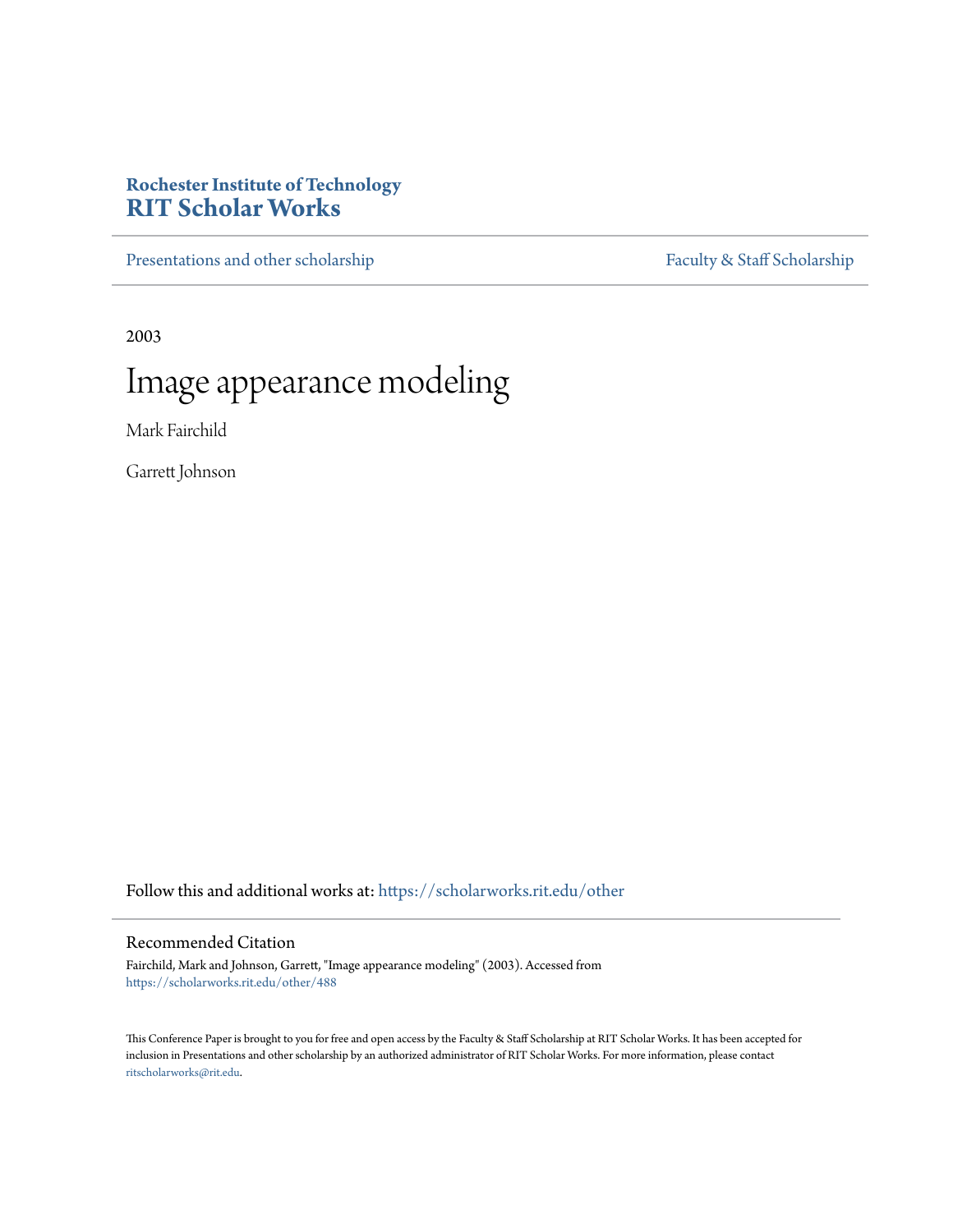**Rochester Institute of Technology**
**RIT Scholar Works**

Presentations and other scholarship | Faculty & Staff Scholarship

2003

# Image appearance modeling

Mark Fairchild

Garrett Johnson

Follow this and additional works at: https://scholarworks.rit.edu/other

## Recommended Citation

Fairchild, Mark and Johnson, Garrett, "Image appearance modeling" (2003). Accessed from https://scholarworks.rit.edu/other/488

This Conference Paper is brought to you for free and open access by the Faculty & Staff Scholarship at RIT Scholar Works. It has been accepted for inclusion in Presentations and other scholarship by an authorized administrator of RIT Scholar Works. For more information, please contact ritscholarworks@rit.edu.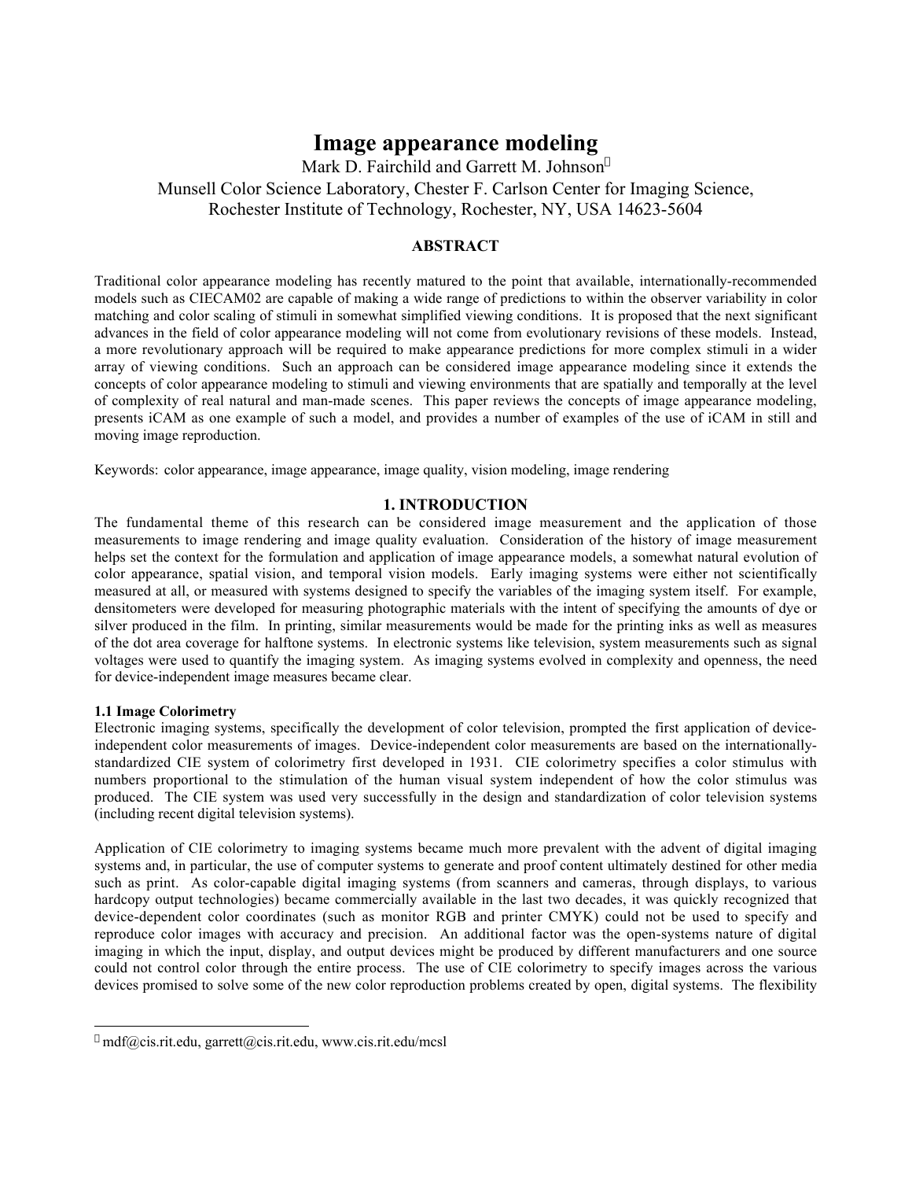# Image appearance modeling

Mark D. Fairchild and Garrett M. Johnson[*]

Munsell Color Science Laboratory, Chester F. Carlson Center for Imaging Science,
Rochester Institute of Technology, Rochester, NY, USA 14623-5604

## ABSTRACT

Traditional color appearance modeling has recently matured to the point that available, internationally-recommended models such as CIECAM02 are capable of making a wide range of predictions to within the observer variability in color matching and color scaling of stimuli in somewhat simplified viewing conditions. It is proposed that the next significant advances in the field of color appearance modeling will not come from evolutionary revisions of these models. Instead, a more revolutionary approach will be required to make appearance predictions for more complex stimuli in a wider array of viewing conditions. Such an approach can be considered image appearance modeling since it extends the concepts of color appearance modeling to stimuli and viewing environments that are spatially and temporally at the level of complexity of real natural and man-made scenes. This paper reviews the concepts of image appearance modeling, presents iCAM as one example of such a model, and provides a number of examples of the use of iCAM in still and moving image reproduction.

Keywords: color appearance, image appearance, image quality, vision modeling, image rendering

## 1. INTRODUCTION

The fundamental theme of this research can be considered image measurement and the application of those measurements to image rendering and image quality evaluation. Consideration of the history of image measurement helps set the context for the formulation and application of image appearance models, a somewhat natural evolution of color appearance, spatial vision, and temporal vision models. Early imaging systems were either not scientifically measured at all, or measured with systems designed to specify the variables of the imaging system itself. For example, densitometers were developed for measuring photographic materials with the intent of specifying the amounts of dye or silver produced in the film. In printing, similar measurements would be made for the printing inks as well as measures of the dot area coverage for halftone systems. In electronic systems like television, system measurements such as signal voltages were used to quantify the imaging system. As imaging systems evolved in complexity and openness, the need for device-independent image measures became clear.

### 1.1 Image Colorimetry

Electronic imaging systems, specifically the development of color television, prompted the first application of device-independent color measurements of images. Device-independent color measurements are based on the internationally-standardized CIE system of colorimetry first developed in 1931. CIE colorimetry specifies a color stimulus with numbers proportional to the stimulation of the human visual system independent of how the color stimulus was produced. The CIE system was used very successfully in the design and standardization of color television systems (including recent digital television systems).

Application of CIE colorimetry to imaging systems became much more prevalent with the advent of digital imaging systems and, in particular, the use of computer systems to generate and proof content ultimately destined for other media such as print. As color-capable digital imaging systems (from scanners and cameras, through displays, to various hardcopy output technologies) became commercially available in the last two decades, it was quickly recognized that device-dependent color coordinates (such as monitor RGB and printer CMYK) could not be used to specify and reproduce color images with accuracy and precision. An additional factor was the open-systems nature of digital imaging in which the input, display, and output devices might be produced by different manufacturers and one source could not control color through the entire process. The use of CIE colorimetry to specify images across the various devices promised to solve some of the new color reproduction problems created by open, digital systems. The flexibility

[*] mdf@cis.rit.edu, garrett@cis.rit.edu, www.cis.rit.edu/mcsl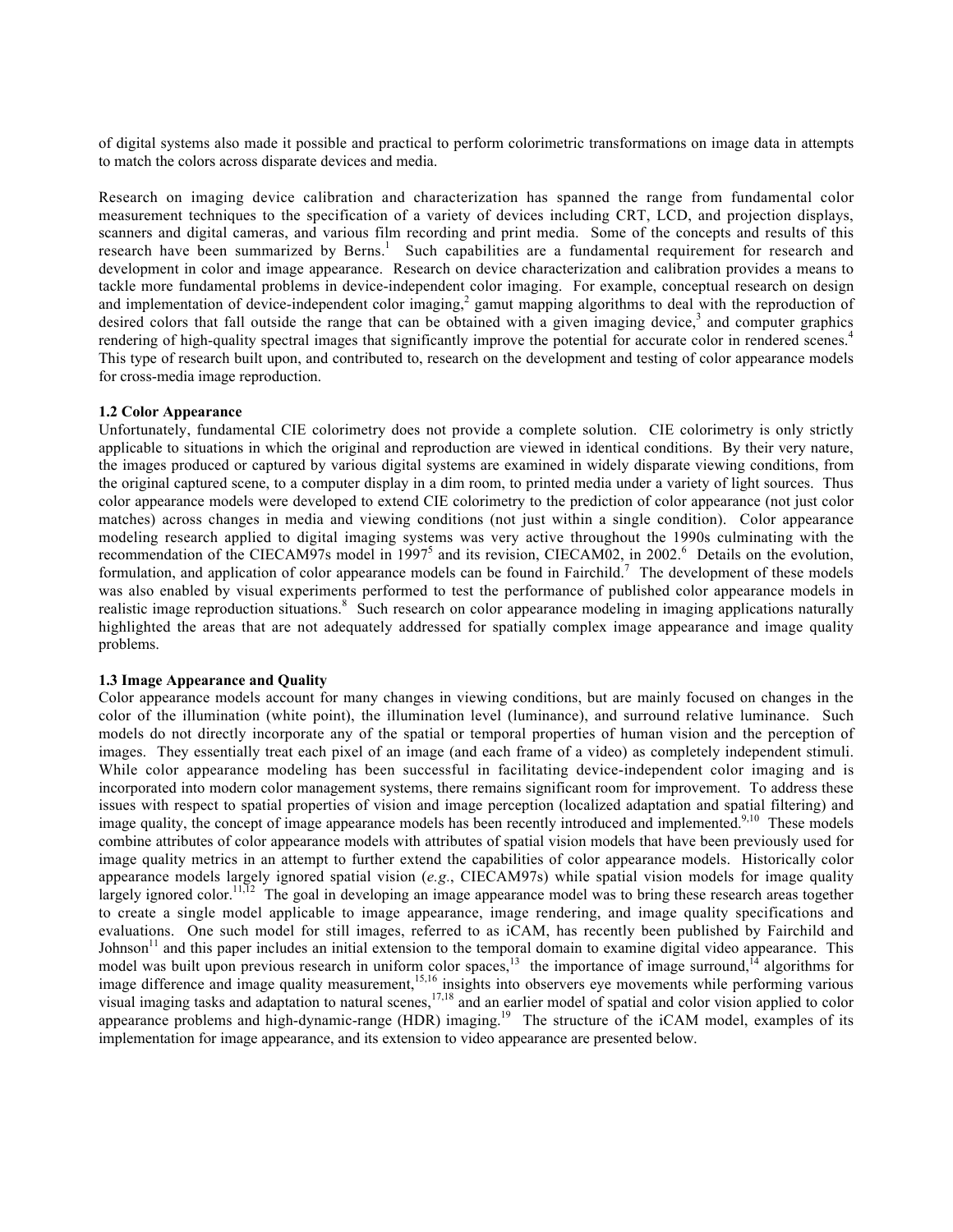of digital systems also made it possible and practical to perform colorimetric transformations on image data in attempts to match the colors across disparate devices and media.

Research on imaging device calibration and characterization has spanned the range from fundamental color measurement techniques to the specification of a variety of devices including CRT, LCD, and projection displays, scanners and digital cameras, and various film recording and print media. Some of the concepts and results of this research have been summarized by Berns.[1] Such capabilities are a fundamental requirement for research and development in color and image appearance. Research on device characterization and calibration provides a means to tackle more fundamental problems in device-independent color imaging. For example, conceptual research on design and implementation of device-independent color imaging,[2] gamut mapping algorithms to deal with the reproduction of desired colors that fall outside the range that can be obtained with a given imaging device,[3] and computer graphics rendering of high-quality spectral images that significantly improve the potential for accurate color in rendered scenes.[4] This type of research built upon, and contributed to, research on the development and testing of color appearance models for cross-media image reproduction.

### 1.2 Color Appearance

Unfortunately, fundamental CIE colorimetry does not provide a complete solution. CIE colorimetry is only strictly applicable to situations in which the original and reproduction are viewed in identical conditions. By their very nature, the images produced or captured by various digital systems are examined in widely disparate viewing conditions, from the original captured scene, to a computer display in a dim room, to printed media under a variety of light sources. Thus color appearance models were developed to extend CIE colorimetry to the prediction of color appearance (not just color matches) across changes in media and viewing conditions (not just within a single condition). Color appearance modeling research applied to digital imaging systems was very active throughout the 1990s culminating with the recommendation of the CIECAM97s model in 1997[5] and its revision, CIECAM02, in 2002.[6] Details on the evolution, formulation, and application of color appearance models can be found in Fairchild.[7] The development of these models was also enabled by visual experiments performed to test the performance of published color appearance models in realistic image reproduction situations.[8] Such research on color appearance modeling in imaging applications naturally highlighted the areas that are not adequately addressed for spatially complex image appearance and image quality problems.

### 1.3 Image Appearance and Quality

Color appearance models account for many changes in viewing conditions, but are mainly focused on changes in the color of the illumination (white point), the illumination level (luminance), and surround relative luminance. Such models do not directly incorporate any of the spatial or temporal properties of human vision and the perception of images. They essentially treat each pixel of an image (and each frame of a video) as completely independent stimuli. While color appearance modeling has been successful in facilitating device-independent color imaging and is incorporated into modern color management systems, there remains significant room for improvement. To address these issues with respect to spatial properties of vision and image perception (localized adaptation and spatial filtering) and image quality, the concept of image appearance models has been recently introduced and implemented.[9,10] These models combine attributes of color appearance models with attributes of spatial vision models that have been previously used for image quality metrics in an attempt to further extend the capabilities of color appearance models. Historically color appearance models largely ignored spatial vision (*e.g.*, CIECAM97s) while spatial vision models for image quality largely ignored color.[11,12] The goal in developing an image appearance model was to bring these research areas together to create a single model applicable to image appearance, image rendering, and image quality specifications and evaluations. One such model for still images, referred to as iCAM, has recently been published by Fairchild and Johnson[11] and this paper includes an initial extension to the temporal domain to examine digital video appearance. This model was built upon previous research in uniform color spaces,[13] the importance of image surround,[14] algorithms for image difference and image quality measurement,[15,16] insights into observers eye movements while performing various visual imaging tasks and adaptation to natural scenes,[17,18] and an earlier model of spatial and color vision applied to color appearance problems and high-dynamic-range (HDR) imaging.[19] The structure of the iCAM model, examples of its implementation for image appearance, and its extension to video appearance are presented below.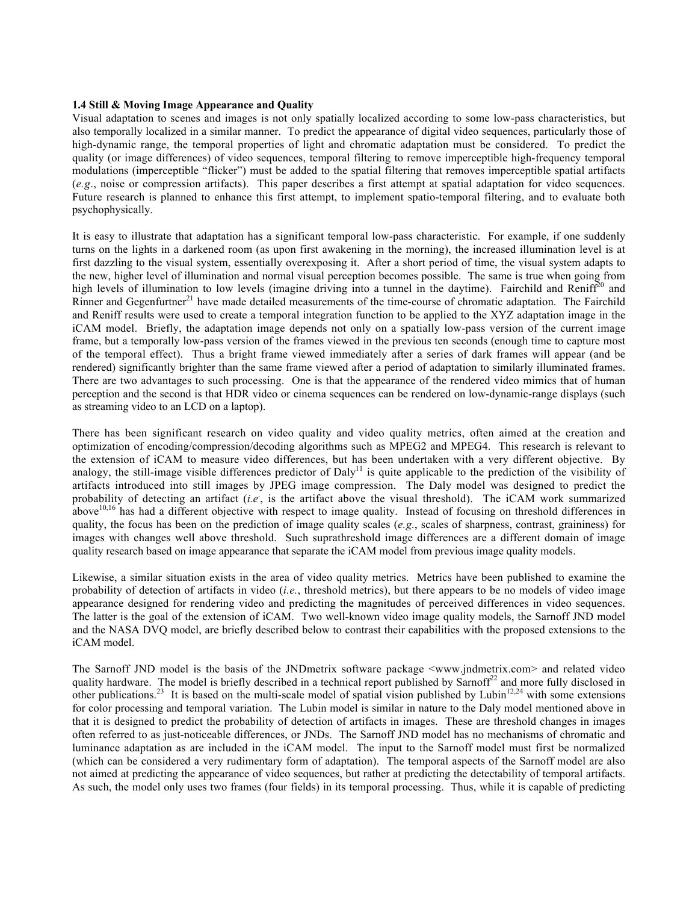### 1.4 Still & Moving Image Appearance and Quality

Visual adaptation to scenes and images is not only spatially localized according to some low-pass characteristics, but also temporally localized in a similar manner. To predict the appearance of digital video sequences, particularly those of high-dynamic range, the temporal properties of light and chromatic adaptation must be considered. To predict the quality (or image differences) of video sequences, temporal filtering to remove imperceptible high-frequency temporal modulations (imperceptible "flicker") must be added to the spatial filtering that removes imperceptible spatial artifacts (*e.g*., noise or compression artifacts). This paper describes a first attempt at spatial adaptation for video sequences. Future research is planned to enhance this first attempt, to implement spatio-temporal filtering, and to evaluate both psychophysically.

It is easy to illustrate that adaptation has a significant temporal low-pass characteristic. For example, if one suddenly turns on the lights in a darkened room (as upon first awakening in the morning), the increased illumination level is at first dazzling to the visual system, essentially overexposing it. After a short period of time, the visual system adapts to the new, higher level of illumination and normal visual perception becomes possible. The same is true when going from high levels of illumination to low levels (imagine driving into a tunnel in the daytime). Fairchild and Reniff[20] and Rinner and Gegenfurtner[21] have made detailed measurements of the time-course of chromatic adaptation. The Fairchild and Reniff results were used to create a temporal integration function to be applied to the XYZ adaptation image in the iCAM model. Briefly, the adaptation image depends not only on a spatially low-pass version of the current image frame, but a temporally low-pass version of the frames viewed in the previous ten seconds (enough time to capture most of the temporal effect). Thus a bright frame viewed immediately after a series of dark frames will appear (and be rendered) significantly brighter than the same frame viewed after a period of adaptation to similarly illuminated frames. There are two advantages to such processing. One is that the appearance of the rendered video mimics that of human perception and the second is that HDR video or cinema sequences can be rendered on low-dynamic-range displays (such as streaming video to an LCD on a laptop).

There has been significant research on video quality and video quality metrics, often aimed at the creation and optimization of encoding/compression/decoding algorithms such as MPEG2 and MPEG4. This research is relevant to the extension of iCAM to measure video differences, but has been undertaken with a very different objective. By analogy, the still-image visible differences predictor of Daly[11] is quite applicable to the prediction of the visibility of artifacts introduced into still images by JPEG image compression. The Daly model was designed to predict the probability of detecting an artifact (*i.e*., is the artifact above the visual threshold). The iCAM work summarized above[10,16] has had a different objective with respect to image quality. Instead of focusing on threshold differences in quality, the focus has been on the prediction of image quality scales (*e.g.*, scales of sharpness, contrast, graininess) for images with changes well above threshold. Such suprathreshold image differences are a different domain of image quality research based on image appearance that separate the iCAM model from previous image quality models.

Likewise, a similar situation exists in the area of video quality metrics. Metrics have been published to examine the probability of detection of artifacts in video (*i.e.*, threshold metrics), but there appears to be no models of video image appearance designed for rendering video and predicting the magnitudes of perceived differences in video sequences. The latter is the goal of the extension of iCAM. Two well-known video image quality models, the Sarnoff JND model and the NASA DVQ model, are briefly described below to contrast their capabilities with the proposed extensions to the iCAM model.

The Sarnoff JND model is the basis of the JNDmetrix software package <www.jndmetrix.com> and related video quality hardware. The model is briefly described in a technical report published by Sarnoff[22] and more fully disclosed in other publications.[23] It is based on the multi-scale model of spatial vision published by Lubin[12,24] with some extensions for color processing and temporal variation. The Lubin model is similar in nature to the Daly model mentioned above in that it is designed to predict the probability of detection of artifacts in images. These are threshold changes in images often referred to as just-noticeable differences, or JNDs. The Sarnoff JND model has no mechanisms of chromatic and luminance adaptation as are included in the iCAM model. The input to the Sarnoff model must first be normalized (which can be considered a very rudimentary form of adaptation). The temporal aspects of the Sarnoff model are also not aimed at predicting the appearance of video sequences, but rather at predicting the detectability of temporal artifacts. As such, the model only uses two frames (four fields) in its temporal processing. Thus, while it is capable of predicting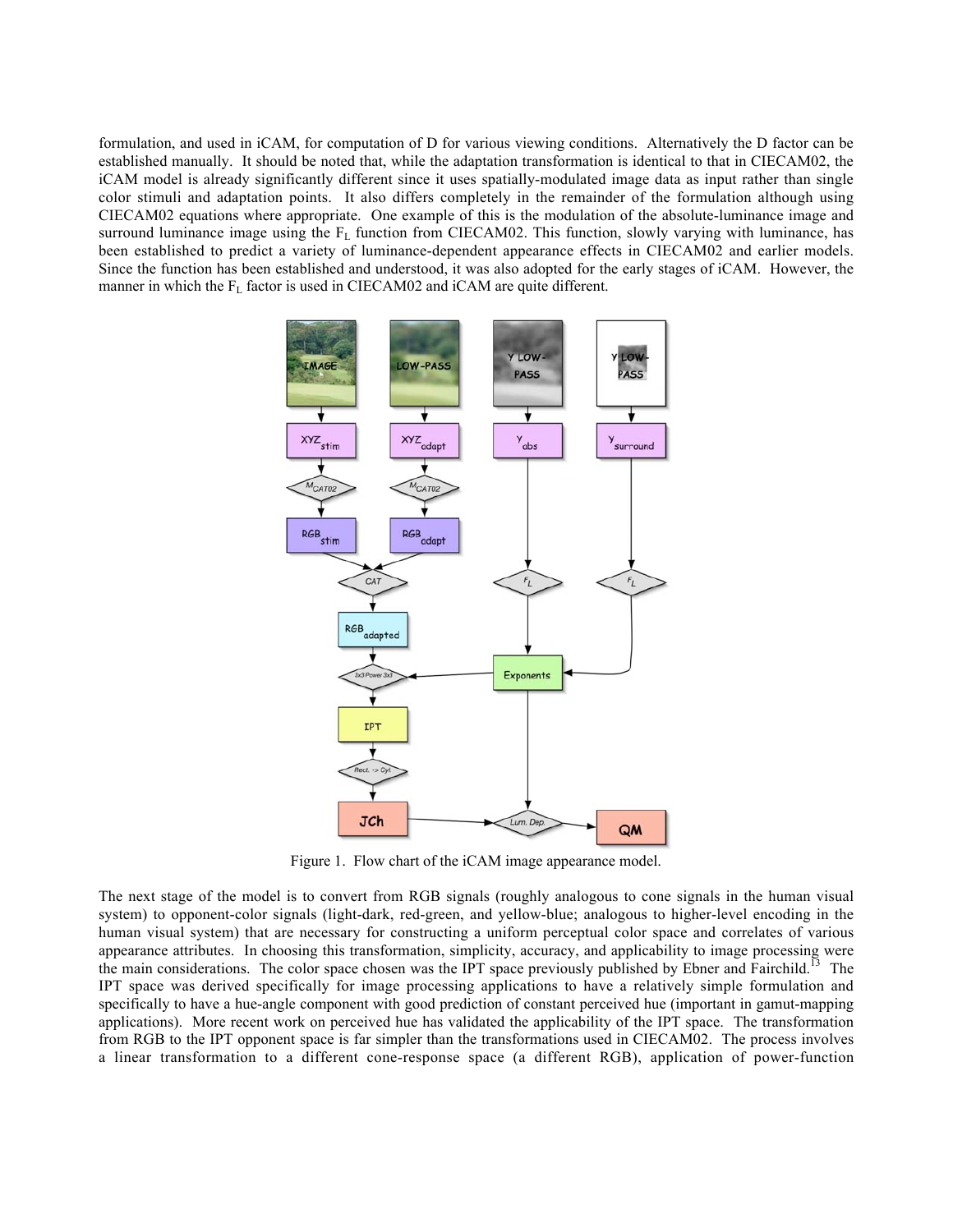formulation, and used in iCAM, for computation of D for various viewing conditions. Alternatively the D factor can be established manually. It should be noted that, while the adaptation transformation is identical to that in CIECAM02, the iCAM model is already significantly different since it uses spatially-modulated image data as input rather than single color stimuli and adaptation points. It also differs completely in the remainder of the formulation although using CIECAM02 equations where appropriate. One example of this is the modulation of the absolute-luminance image and surround luminance image using the $F_L$ function from CIECAM02. This function, slowly varying with luminance, has been established to predict a variety of luminance-dependent appearance effects in CIECAM02 and earlier models. Since the function has been established and understood, it was also adopted for the early stages of iCAM. However, the manner in which the $F_L$ factor is used in CIECAM02 and iCAM are quite different.

Figure 1. Flow chart of the iCAM image appearance model.

The next stage of the model is to convert from RGB signals (roughly analogous to cone signals in the human visual system) to opponent-color signals (light-dark, red-green, and yellow-blue; analogous to higher-level encoding in the human visual system) that are necessary for constructing a uniform perceptual color space and correlates of various appearance attributes. In choosing this transformation, simplicity, accuracy, and applicability to image processing were the main considerations. The color space chosen was the IPT space previously published by Ebner and Fairchild.[13] The IPT space was derived specifically for image processing applications to have a relatively simple formulation and specifically to have a hue-angle component with good prediction of constant perceived hue (important in gamut-mapping applications). More recent work on perceived hue has validated the applicability of the IPT space. The transformation from RGB to the IPT opponent space is far simpler than the transformations used in CIECAM02. The process involves a linear transformation to a different cone-response space (a different RGB), application of power-function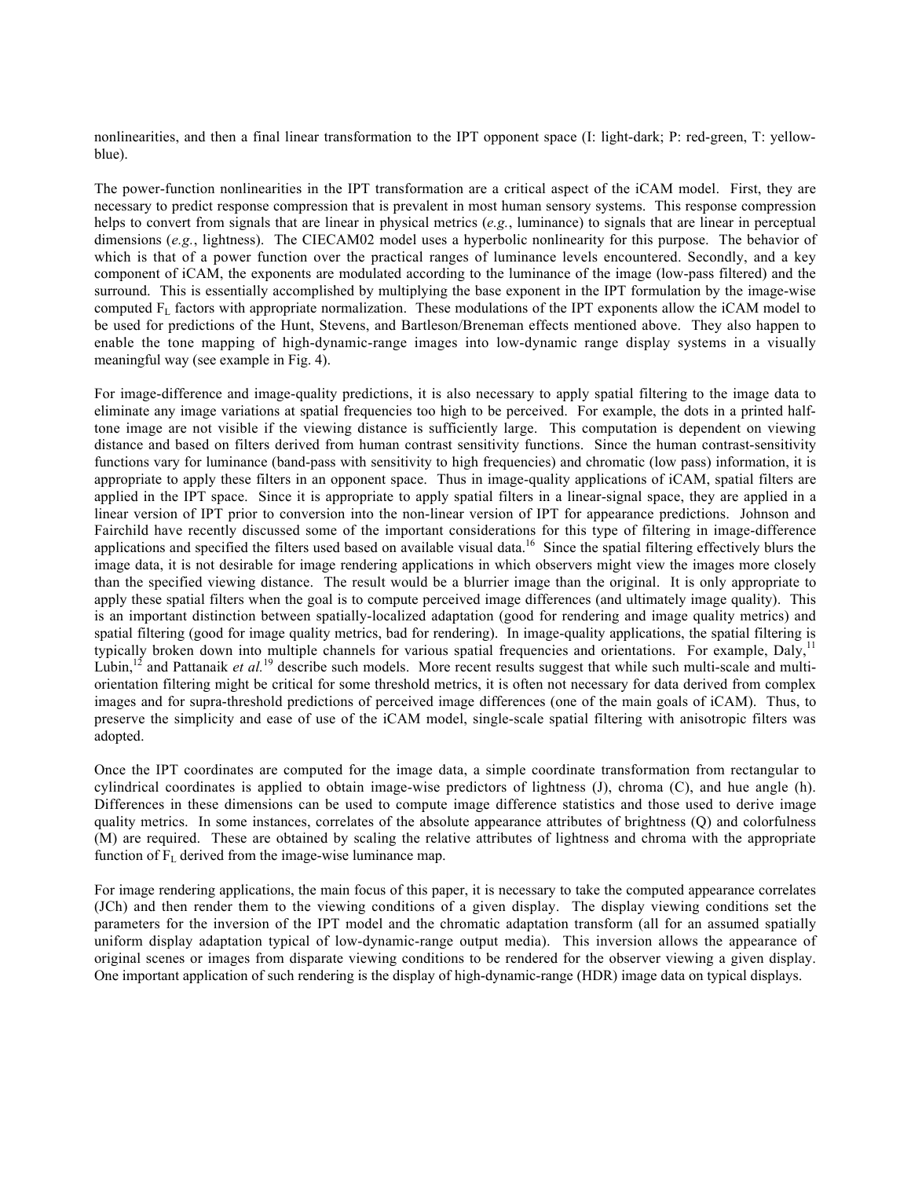nonlinearities, and then a final linear transformation to the IPT opponent space (I: light-dark; P: red-green, T: yellow-blue).

The power-function nonlinearities in the IPT transformation are a critical aspect of the iCAM model. First, they are necessary to predict response compression that is prevalent in most human sensory systems. This response compression helps to convert from signals that are linear in physical metrics (*e.g.*, luminance) to signals that are linear in perceptual dimensions (*e.g.*, lightness). The CIECAM02 model uses a hyperbolic nonlinearity for this purpose. The behavior of which is that of a power function over the practical ranges of luminance levels encountered. Secondly, and a key component of iCAM, the exponents are modulated according to the luminance of the image (low-pass filtered) and the surround. This is essentially accomplished by multiplying the base exponent in the IPT formulation by the image-wise computed $F_L$ factors with appropriate normalization. These modulations of the IPT exponents allow the iCAM model to be used for predictions of the Hunt, Stevens, and Bartleson/Breneman effects mentioned above. They also happen to enable the tone mapping of high-dynamic-range images into low-dynamic range display systems in a visually meaningful way (see example in Fig. 4).

For image-difference and image-quality predictions, it is also necessary to apply spatial filtering to the image data to eliminate any image variations at spatial frequencies too high to be perceived. For example, the dots in a printed half-tone image are not visible if the viewing distance is sufficiently large. This computation is dependent on viewing distance and based on filters derived from human contrast sensitivity functions. Since the human contrast-sensitivity functions vary for luminance (band-pass with sensitivity to high frequencies) and chromatic (low pass) information, it is appropriate to apply these filters in an opponent space. Thus in image-quality applications of iCAM, spatial filters are applied in the IPT space. Since it is appropriate to apply spatial filters in a linear-signal space, they are applied in a linear version of IPT prior to conversion into the non-linear version of IPT for appearance predictions. Johnson and Fairchild have recently discussed some of the important considerations for this type of filtering in image-difference applications and specified the filters used based on available visual data.[16] Since the spatial filtering effectively blurs the image data, it is not desirable for image rendering applications in which observers might view the images more closely than the specified viewing distance. The result would be a blurrier image than the original. It is only appropriate to apply these spatial filters when the goal is to compute perceived image differences (and ultimately image quality). This is an important distinction between spatially-localized adaptation (good for rendering and image quality metrics) and spatial filtering (good for image quality metrics, bad for rendering). In image-quality applications, the spatial filtering is typically broken down into multiple channels for various spatial frequencies and orientations. For example, Daly,[11] Lubin,[12] and Pattanaik *et al.*[19] describe such models. More recent results suggest that while such multi-scale and multi-orientation filtering might be critical for some threshold metrics, it is often not necessary for data derived from complex images and for supra-threshold predictions of perceived image differences (one of the main goals of iCAM). Thus, to preserve the simplicity and ease of use of the iCAM model, single-scale spatial filtering with anisotropic filters was adopted.

Once the IPT coordinates are computed for the image data, a simple coordinate transformation from rectangular to cylindrical coordinates is applied to obtain image-wise predictors of lightness (J), chroma (C), and hue angle (h). Differences in these dimensions can be used to compute image difference statistics and those used to derive image quality metrics. In some instances, correlates of the absolute appearance attributes of brightness (Q) and colorfulness (M) are required. These are obtained by scaling the relative attributes of lightness and chroma with the appropriate function of $F_L$ derived from the image-wise luminance map.

For image rendering applications, the main focus of this paper, it is necessary to take the computed appearance correlates (JCh) and then render them to the viewing conditions of a given display. The display viewing conditions set the parameters for the inversion of the IPT model and the chromatic adaptation transform (all for an assumed spatially uniform display adaptation typical of low-dynamic-range output media). This inversion allows the appearance of original scenes or images from disparate viewing conditions to be rendered for the observer viewing a given display. One important application of such rendering is the display of high-dynamic-range (HDR) image data on typical displays.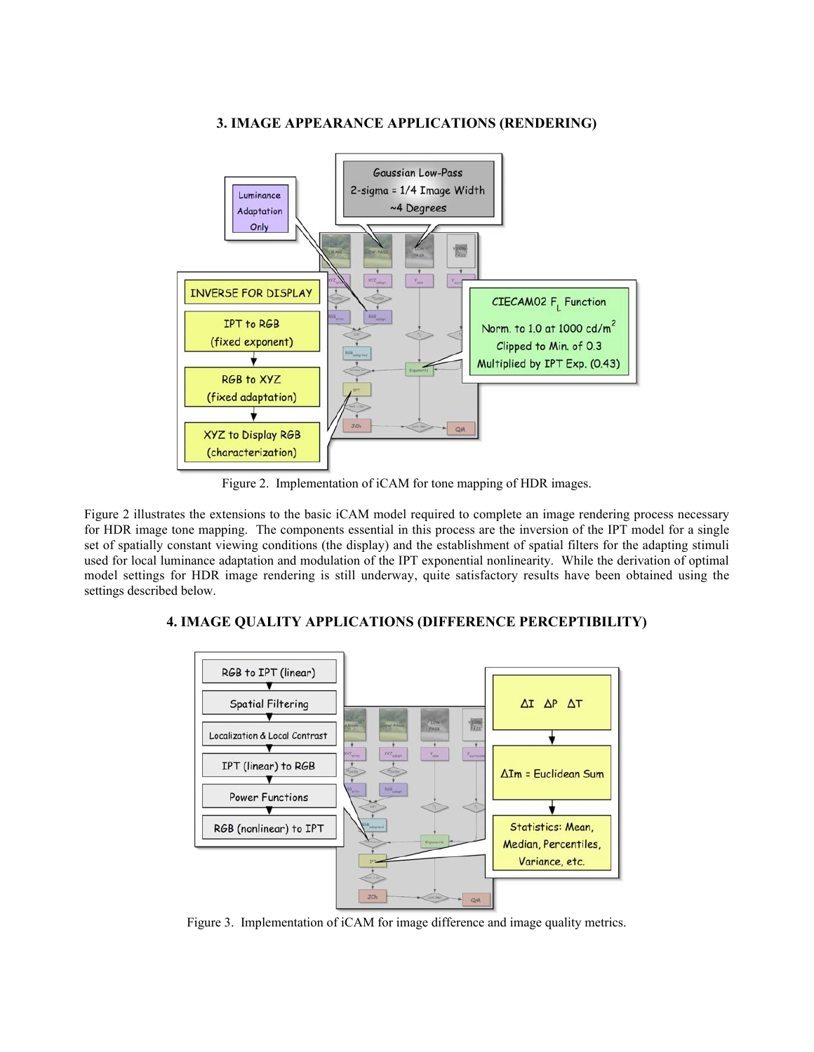## 3. IMAGE APPEARANCE APPLICATIONS (RENDERING)

Figure 2. Implementation of iCAM for tone mapping of HDR images.

Figure 2 illustrates the extensions to the basic iCAM model required to complete an image rendering process necessary for HDR image tone mapping. The components essential in this process are the inversion of the IPT model for a single set of spatially constant viewing conditions (the display) and the establishment of spatial filters for the adapting stimuli used for local luminance adaptation and modulation of the IPT exponential nonlinearity. While the derivation of optimal model settings for HDR image rendering is still underway, quite satisfactory results have been obtained using the settings described below.

## 4. IMAGE QUALITY APPLICATIONS (DIFFERENCE PERCEPTIBILITY)

Figure 3. Implementation of iCAM for image difference and image quality metrics.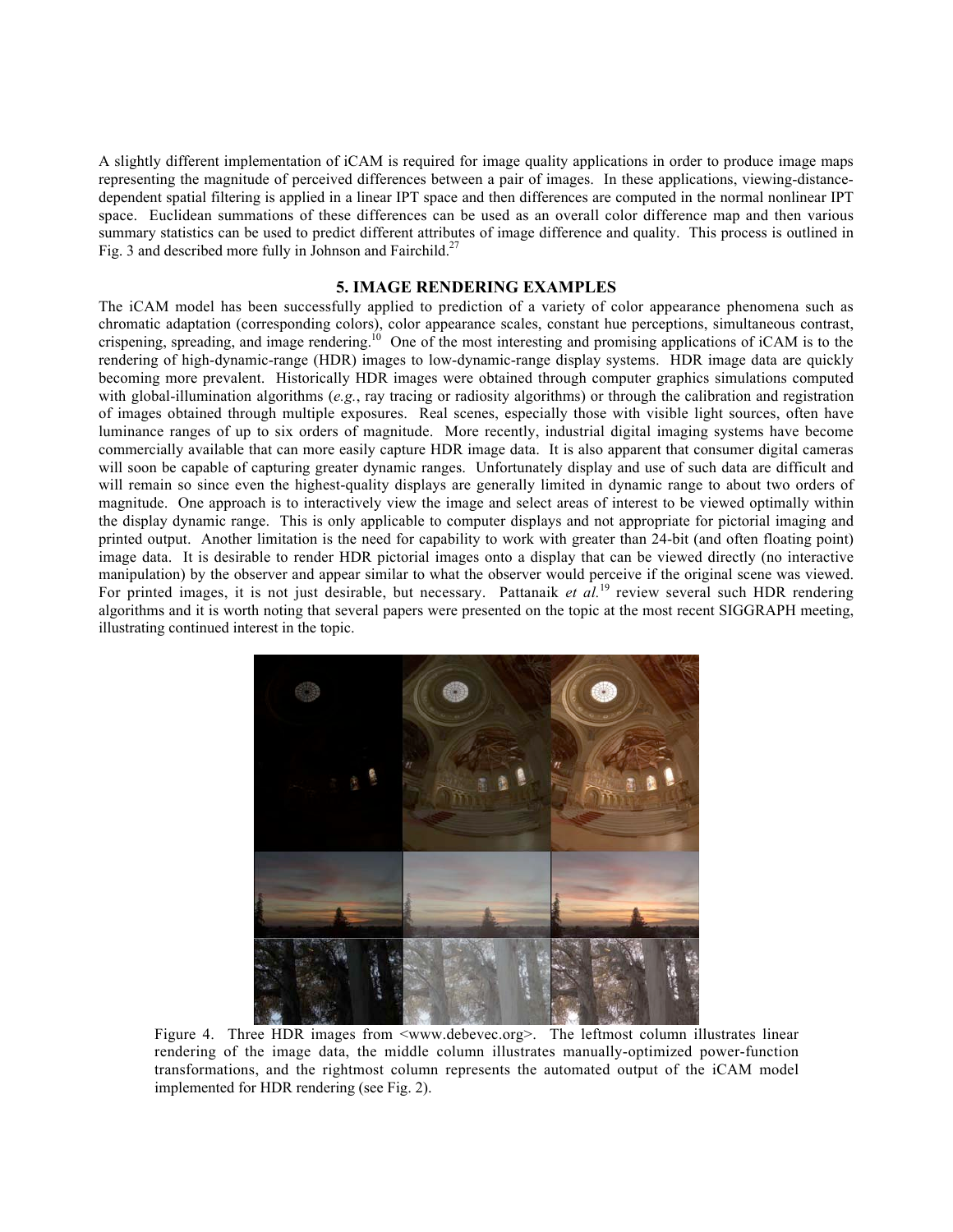A slightly different implementation of iCAM is required for image quality applications in order to produce image maps representing the magnitude of perceived differences between a pair of images. In these applications, viewing-distance-dependent spatial filtering is applied in a linear IPT space and then differences are computed in the normal nonlinear IPT space. Euclidean summations of these differences can be used as an overall color difference map and then various summary statistics can be used to predict different attributes of image difference and quality. This process is outlined in Fig. 3 and described more fully in Johnson and Fairchild.[27]

## 5. IMAGE RENDERING EXAMPLES

The iCAM model has been successfully applied to prediction of a variety of color appearance phenomena such as chromatic adaptation (corresponding colors), color appearance scales, constant hue perceptions, simultaneous contrast, crispening, spreading, and image rendering.[10] One of the most interesting and promising applications of iCAM is to the rendering of high-dynamic-range (HDR) images to low-dynamic-range display systems. HDR image data are quickly becoming more prevalent. Historically HDR images were obtained through computer graphics simulations computed with global-illumination algorithms (*e.g.*, ray tracing or radiosity algorithms) or through the calibration and registration of images obtained through multiple exposures. Real scenes, especially those with visible light sources, often have luminance ranges of up to six orders of magnitude. More recently, industrial digital imaging systems have become commercially available that can more easily capture HDR image data. It is also apparent that consumer digital cameras will soon be capable of capturing greater dynamic ranges. Unfortunately display and use of such data are difficult and will remain so since even the highest-quality displays are generally limited in dynamic range to about two orders of magnitude. One approach is to interactively view the image and select areas of interest to be viewed optimally within the display dynamic range. This is only applicable to computer displays and not appropriate for pictorial imaging and printed output. Another limitation is the need for capability to work with greater than 24-bit (and often floating point) image data. It is desirable to render HDR pictorial images onto a display that can be viewed directly (no interactive manipulation) by the observer and appear similar to what the observer would perceive if the original scene was viewed. For printed images, it is not just desirable, but necessary. Pattanaik *et al.*[19] review several such HDR rendering algorithms and it is worth noting that several papers were presented on the topic at the most recent SIGGRAPH meeting, illustrating continued interest in the topic.

Figure 4. Three HDR images from <www.debevec.org>. The leftmost column illustrates linear rendering of the image data, the middle column illustrates manually-optimized power-function transformations, and the rightmost column represents the automated output of the iCAM model implemented for HDR rendering (see Fig. 2).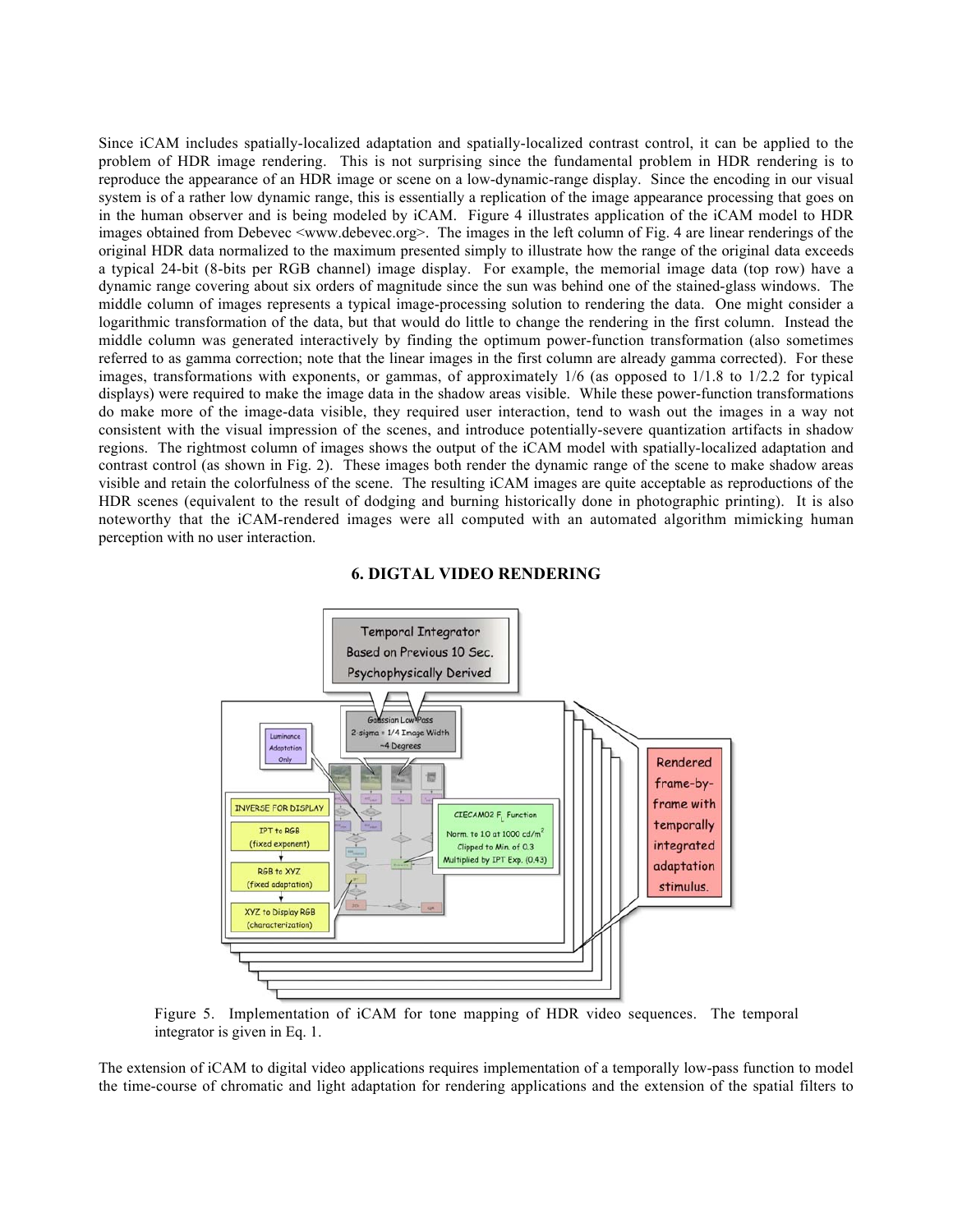Since iCAM includes spatially-localized adaptation and spatially-localized contrast control, it can be applied to the problem of HDR image rendering. This is not surprising since the fundamental problem in HDR rendering is to reproduce the appearance of an HDR image or scene on a low-dynamic-range display. Since the encoding in our visual system is of a rather low dynamic range, this is essentially a replication of the image appearance processing that goes on in the human observer and is being modeled by iCAM. Figure 4 illustrates application of the iCAM model to HDR images obtained from Debevec <www.debevec.org>. The images in the left column of Fig. 4 are linear renderings of the original HDR data normalized to the maximum presented simply to illustrate how the range of the original data exceeds a typical 24-bit (8-bits per RGB channel) image display. For example, the memorial image data (top row) have a dynamic range covering about six orders of magnitude since the sun was behind one of the stained-glass windows. The middle column of images represents a typical image-processing solution to rendering the data. One might consider a logarithmic transformation of the data, but that would do little to change the rendering in the first column. Instead the middle column was generated interactively by finding the optimum power-function transformation (also sometimes referred to as gamma correction; note that the linear images in the first column are already gamma corrected). For these images, transformations with exponents, or gammas, of approximately 1/6 (as opposed to 1/1.8 to 1/2.2 for typical displays) were required to make the image data in the shadow areas visible. While these power-function transformations do make more of the image-data visible, they required user interaction, tend to wash out the images in a way not consistent with the visual impression of the scenes, and introduce potentially-severe quantization artifacts in shadow regions. The rightmost column of images shows the output of the iCAM model with spatially-localized adaptation and contrast control (as shown in Fig. 2). These images both render the dynamic range of the scene to make shadow areas visible and retain the colorfulness of the scene. The resulting iCAM images are quite acceptable as reproductions of the HDR scenes (equivalent to the result of dodging and burning historically done in photographic printing). It is also noteworthy that the iCAM-rendered images were all computed with an automated algorithm mimicking human perception with no user interaction.

## 6. DIGTAL VIDEO RENDERING

Figure 5. Implementation of iCAM for tone mapping of HDR video sequences. The temporal integrator is given in Eq. 1.

The extension of iCAM to digital video applications requires implementation of a temporally low-pass function to model the time-course of chromatic and light adaptation for rendering applications and the extension of the spatial filters to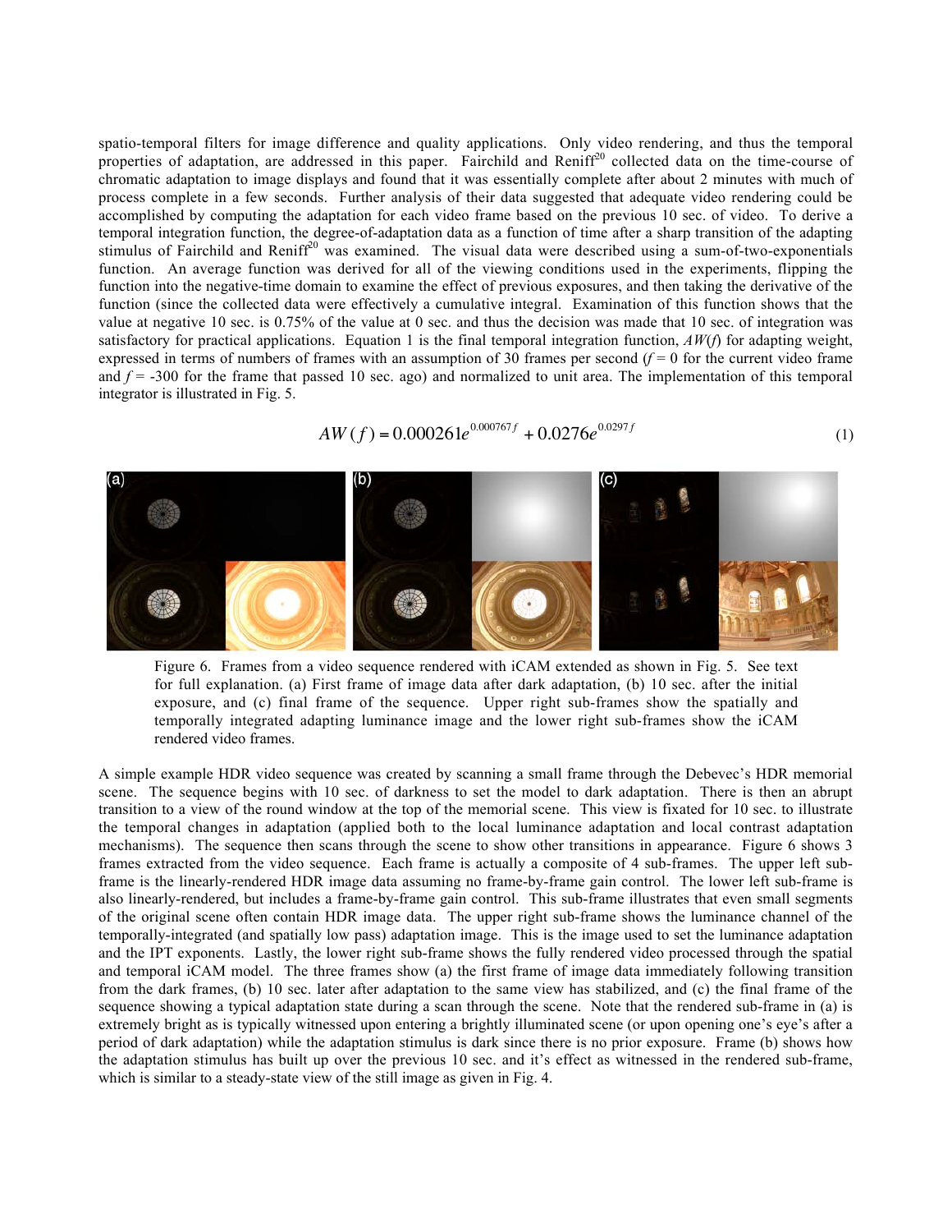spatio-temporal filters for image difference and quality applications. Only video rendering, and thus the temporal properties of adaptation, are addressed in this paper. Fairchild and Reniff[20] collected data on the time-course of chromatic adaptation to image displays and found that it was essentially complete after about 2 minutes with much of process complete in a few seconds. Further analysis of their data suggested that adequate video rendering could be accomplished by computing the adaptation for each video frame based on the previous 10 sec. of video. To derive a temporal integration function, the degree-of-adaptation data as a function of time after a sharp transition of the adapting stimulus of Fairchild and Reniff[20] was examined. The visual data were described using a sum-of-two-exponentials function. An average function was derived for all of the viewing conditions used in the experiments, flipping the function into the negative-time domain to examine the effect of previous exposures, and then taking the derivative of the function (since the collected data were effectively a cumulative integral. Examination of this function shows that the value at negative 10 sec. is 0.75% of the value at 0 sec. and thus the decision was made that 10 sec. of integration was satisfactory for practical applications. Equation 1 is the final temporal integration function, $AW(f)$ for adapting weight, expressed in terms of numbers of frames with an assumption of 30 frames per second ($f = 0$ for the current video frame and $f = -300$ for the frame that passed 10 sec. ago) and normalized to unit area. The implementation of this temporal integrator is illustrated in Fig. 5.

$$AW(f) = 0.000261e^{0.000767f} + 0.0276e^{0.0297f} \tag{1}$$

Figure 6. Frames from a video sequence rendered with iCAM extended as shown in Fig. 5. See text for full explanation. (a) First frame of image data after dark adaptation, (b) 10 sec. after the initial exposure, and (c) final frame of the sequence. Upper right sub-frames show the spatially and temporally integrated adapting luminance image and the lower right sub-frames show the iCAM rendered video frames.

A simple example HDR video sequence was created by scanning a small frame through the Debevec's HDR memorial scene. The sequence begins with 10 sec. of darkness to set the model to dark adaptation. There is then an abrupt transition to a view of the round window at the top of the memorial scene. This view is fixated for 10 sec. to illustrate the temporal changes in adaptation (applied both to the local luminance adaptation and local contrast adaptation mechanisms). The sequence then scans through the scene to show other transitions in appearance. Figure 6 shows 3 frames extracted from the video sequence. Each frame is actually a composite of 4 sub-frames. The upper left sub-frame is the linearly-rendered HDR image data assuming no frame-by-frame gain control. The lower left sub-frame is also linearly-rendered, but includes a frame-by-frame gain control. This sub-frame illustrates that even small segments of the original scene often contain HDR image data. The upper right sub-frame shows the luminance channel of the temporally-integrated (and spatially low pass) adaptation image. This is the image used to set the luminance adaptation and the IPT exponents. Lastly, the lower right sub-frame shows the fully rendered video processed through the spatial and temporal iCAM model. The three frames show (a) the first frame of image data immediately following transition from the dark frames, (b) 10 sec. later after adaptation to the same view has stabilized, and (c) the final frame of the sequence showing a typical adaptation state during a scan through the scene. Note that the rendered sub-frame in (a) is extremely bright as is typically witnessed upon entering a brightly illuminated scene (or upon opening one's eye's after a period of dark adaptation) while the adaptation stimulus is dark since there is no prior exposure. Frame (b) shows how the adaptation stimulus has built up over the previous 10 sec. and it's effect as witnessed in the rendered sub-frame, which is similar to a steady-state view of the still image as given in Fig. 4.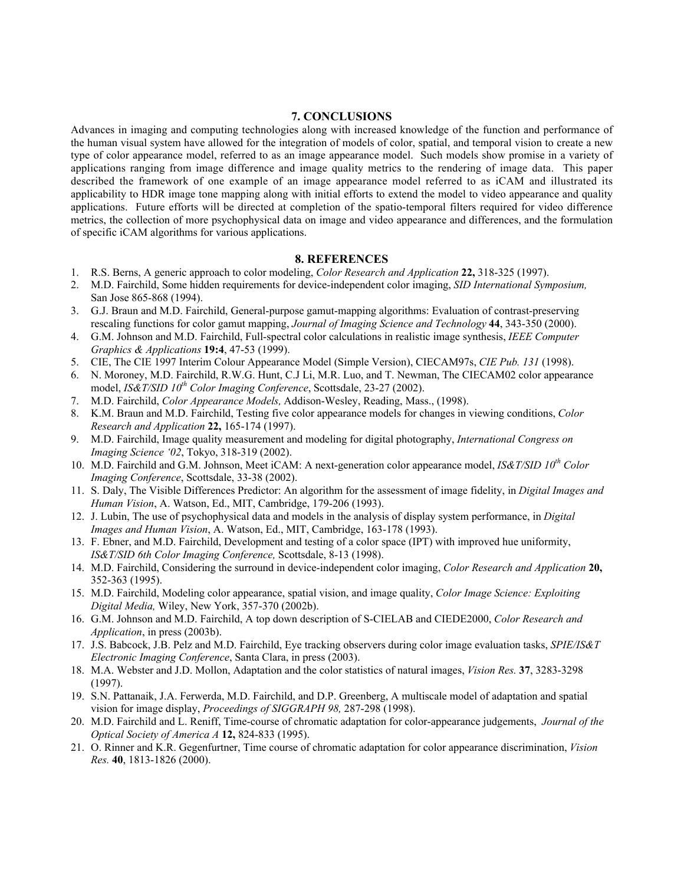## 7. CONCLUSIONS

Advances in imaging and computing technologies along with increased knowledge of the function and performance of the human visual system have allowed for the integration of models of color, spatial, and temporal vision to create a new type of color appearance model, referred to as an image appearance model. Such models show promise in a variety of applications ranging from image difference and image quality metrics to the rendering of image data. This paper described the framework of one example of an image appearance model referred to as iCAM and illustrated its applicability to HDR image tone mapping along with initial efforts to extend the model to video appearance and quality applications. Future efforts will be directed at completion of the spatio-temporal filters required for video difference metrics, the collection of more psychophysical data on image and video appearance and differences, and the formulation of specific iCAM algorithms for various applications.

## 8. REFERENCES

1. R.S. Berns, A generic approach to color modeling, *Color Research and Application* **22,** 318-325 (1997).
2. M.D. Fairchild, Some hidden requirements for device-independent color imaging, *SID International Symposium,* San Jose 865-868 (1994).
3. G.J. Braun and M.D. Fairchild, General-purpose gamut-mapping algorithms: Evaluation of contrast-preserving rescaling functions for color gamut mapping, *Journal of Imaging Science and Technology* **44**, 343-350 (2000).
4. G.M. Johnson and M.D. Fairchild, Full-spectral color calculations in realistic image synthesis, *IEEE Computer Graphics & Applications* **19:4**, 47-53 (1999).
5. CIE, The CIE 1997 Interim Colour Appearance Model (Simple Version), CIECAM97s, *CIE Pub. 131* (1998).
6. N. Moroney, M.D. Fairchild, R.W.G. Hunt, C.J Li, M.R. Luo, and T. Newman, The CIECAM02 color appearance model, *IS&T/SID 10th Color Imaging Conference*, Scottsdale, 23-27 (2002).
7. M.D. Fairchild, *Color Appearance Models,* Addison-Wesley, Reading, Mass., (1998).
8. K.M. Braun and M.D. Fairchild, Testing five color appearance models for changes in viewing conditions, *Color Research and Application* **22,** 165-174 (1997).
9. M.D. Fairchild, Image quality measurement and modeling for digital photography, *International Congress on Imaging Science '02*, Tokyo, 318-319 (2002).
10. M.D. Fairchild and G.M. Johnson, Meet iCAM: A next-generation color appearance model, *IS&T/SID 10th Color Imaging Conference*, Scottsdale, 33-38 (2002).
11. S. Daly, The Visible Differences Predictor: An algorithm for the assessment of image fidelity, in *Digital Images and Human Vision*, A. Watson, Ed., MIT, Cambridge, 179-206 (1993).
12. J. Lubin, The use of psychophysical data and models in the analysis of display system performance, in *Digital Images and Human Vision*, A. Watson, Ed., MIT, Cambridge, 163-178 (1993).
13. F. Ebner, and M.D. Fairchild, Development and testing of a color space (IPT) with improved hue uniformity, *IS&T/SID 6th Color Imaging Conference,* Scottsdale, 8-13 (1998).
14. M.D. Fairchild, Considering the surround in device-independent color imaging, *Color Research and Application* **20,** 352-363 (1995).
15. M.D. Fairchild, Modeling color appearance, spatial vision, and image quality, *Color Image Science: Exploiting Digital Media,* Wiley, New York, 357-370 (2002b).
16. G.M. Johnson and M.D. Fairchild, A top down description of S-CIELAB and CIEDE2000, *Color Research and Application*, in press (2003b).
17. J.S. Babcock, J.B. Pelz and M.D. Fairchild, Eye tracking observers during color image evaluation tasks, *SPIE/IS&T Electronic Imaging Conference*, Santa Clara, in press (2003).
18. M.A. Webster and J.D. Mollon, Adaptation and the color statistics of natural images, *Vision Res.* **37**, 3283-3298 (1997).
19. S.N. Pattanaik, J.A. Ferwerda, M.D. Fairchild, and D.P. Greenberg, A multiscale model of adaptation and spatial vision for image display, *Proceedings of SIGGRAPH 98,* 287-298 (1998).
20. M.D. Fairchild and L. Reniff, Time-course of chromatic adaptation for color-appearance judgements, *Journal of the Optical Society of America A* **12,** 824-833 (1995).
21. O. Rinner and K.R. Gegenfurtner, Time course of chromatic adaptation for color appearance discrimination, *Vision Res.* **40**, 1813-1826 (2000).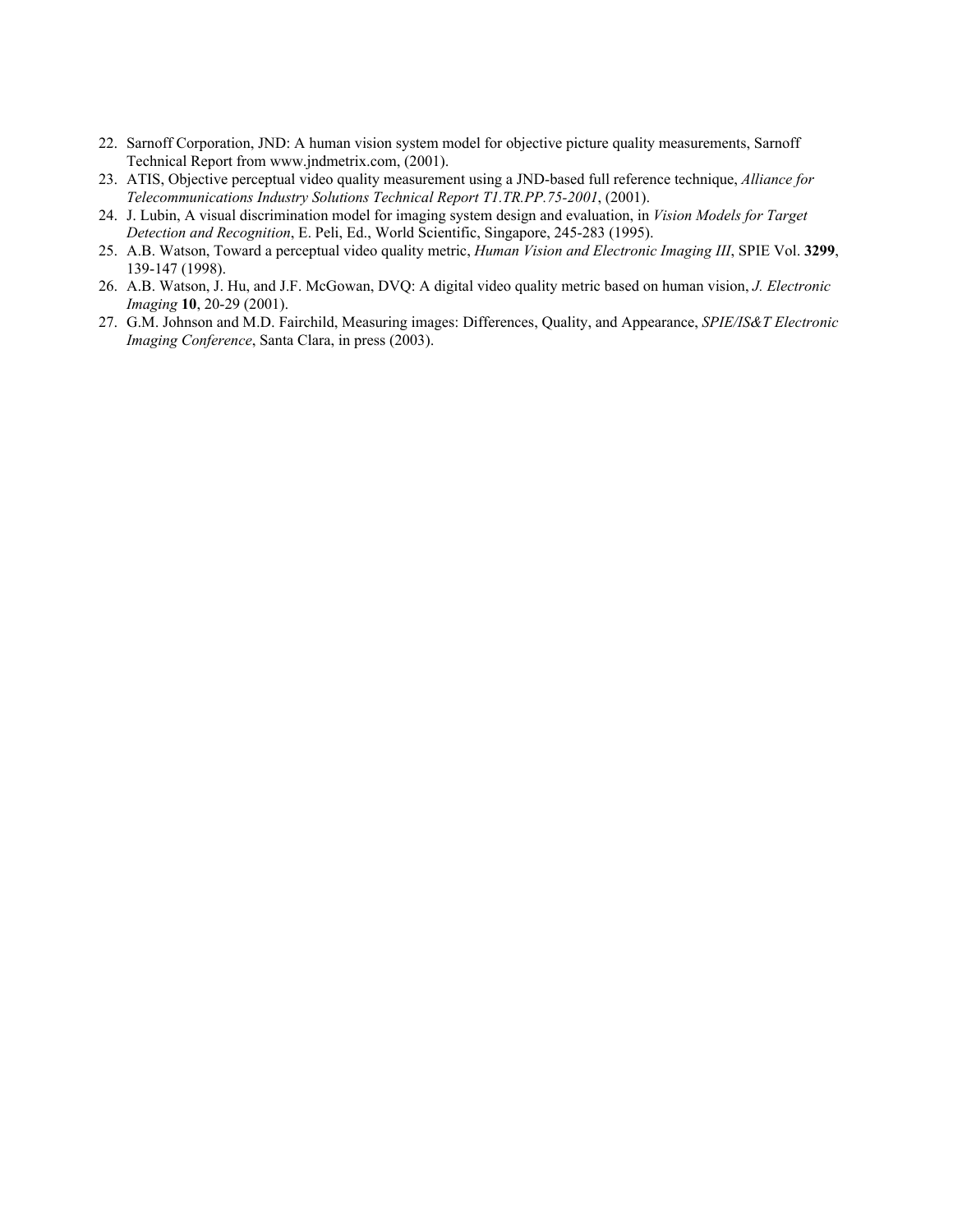22. Sarnoff Corporation, JND: A human vision system model for objective picture quality measurements, Sarnoff Technical Report from www.jndmetrix.com, (2001).
23. ATIS, Objective perceptual video quality measurement using a JND-based full reference technique, *Alliance for Telecommunications Industry Solutions Technical Report T1.TR.PP.75-2001*, (2001).
24. J. Lubin, A visual discrimination model for imaging system design and evaluation, in *Vision Models for Target Detection and Recognition*, E. Peli, Ed., World Scientific, Singapore, 245-283 (1995).
25. A.B. Watson, Toward a perceptual video quality metric, *Human Vision and Electronic Imaging III*, SPIE Vol. **3299**, 139-147 (1998).
26. A.B. Watson, J. Hu, and J.F. McGowan, DVQ: A digital video quality metric based on human vision, *J. Electronic Imaging* **10**, 20-29 (2001).
27. G.M. Johnson and M.D. Fairchild, Measuring images: Differences, Quality, and Appearance, *SPIE/IS&T Electronic Imaging Conference*, Santa Clara, in press (2003).